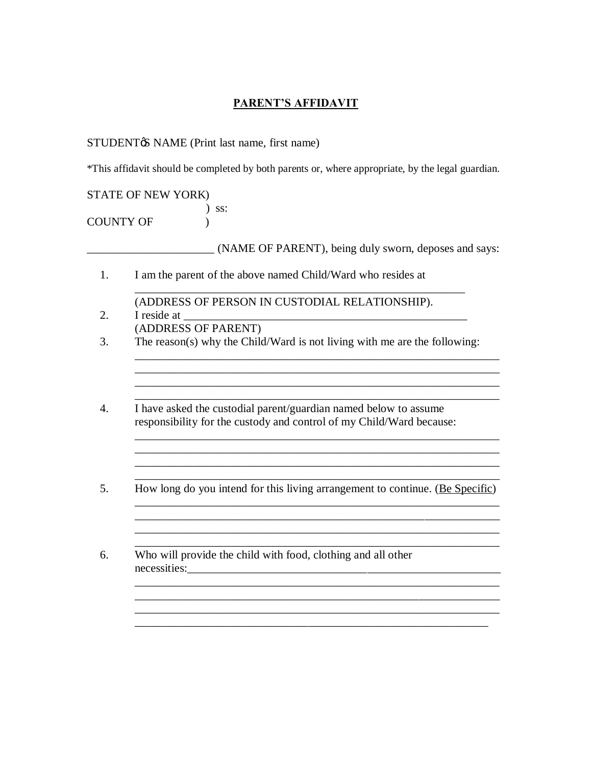# PARENT'S AFFIDAVIT

STUDENTœS NAME (Print last name, first name)

*This affidavit should be completed by both parents or, where appropriate, by the legal guardian.

STATE OF NEW YORK)
                                    ) ss:
COUNTY OF              )

______________________ (NAME OF PARENT), being duly sworn, deposes and says:

1. I am the parent of the above named Child/Ward who resides at
   __________________________________________________________
   (ADDRESS OF PERSON IN CUSTODIAL RELATIONSHIP).
2. I reside at __________________________________________________
   (ADDRESS OF PARENT)
3. The reason(s) why the Child/Ward is not living with me are the following:
   ________________________________________________________________
   ________________________________________________________________
   ________________________________________________________________
   ________________________________________________________________
4. I have asked the custodial parent/guardian named below to assume responsibility for the custody and control of my Child/Ward because:
   ________________________________________________________________
   ________________________________________________________________
   ________________________________________________________________
   ________________________________________________________________
5. How long do you intend for this living arrangement to continue. (<u>Be Specific</u>)
   ________________________________________________________________
   ________________________________________________________________
   ________________________________________________________________
   ________________________________________________________________
6. Who will provide the child with food, clothing and all other necessities:_______________________________________________________
   ________________________________________________________________
   ________________________________________________________________
   ________________________________________________________________
   ______________________________________________________________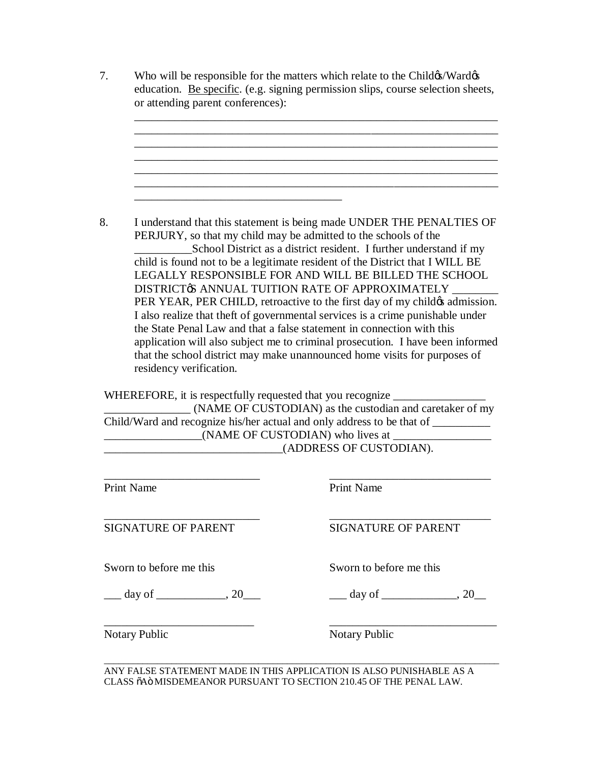7. Who will be responsible for the matters which relate to the Child's/Ward's education. <u>Be specific</u>. (e.g. signing permission slips, course selection sheets, or attending parent conferences):

   ______________________________________________________________
   ______________________________________________________________
   ______________________________________________________________
   ______________________________________________________________
   ______________________________________________________________
   ______________________________________________________________
   ___________________________________

8. I understand that this statement is being made UNDER THE PENALTIES OF PERJURY, so that my child may be admitted to the schools of the __________School District as a district resident. I further understand if my child is found not to be a legitimate resident of the District that I WILL BE LEGALLY RESPONSIBLE FOR AND WILL BE BILLED THE SCHOOL DISTRICT'S ANNUAL TUITION RATE OF APPROXIMATELY ________ PER YEAR, PER CHILD, retroactive to the first day of my child's admission. I also realize that theft of governmental services is a crime punishable under the State Penal Law and that a false statement in connection with this application will also subject me to criminal prosecution. I have been informed that the school district may make unannounced home visits for purposes of residency verification.

WHEREFORE, it is respectfully requested that you recognize ________________ _______________ (NAME OF CUSTODIAN) as the custodian and caretaker of my Child/Ward and recognize his/her actual and only address to be that of __________ _________________(NAME OF CUSTODIAN) who lives at _________________ _______________________________(ADDRESS OF CUSTODIAN).

___________________________ ___________________________
Print Name Print Name

___________________________ ___________________________
SIGNATURE OF PARENT SIGNATURE OF PARENT

Sworn to before me this Sworn to before me this

___ day of ____________, 20___ ___ day of _____________, 20__

___________________________ ___________________________
Notary Public Notary Public

ANY FALSE STATEMENT MADE IN THIS APPLICATION IS ALSO PUNISHABLE AS A CLASS "A" MISDEMEANOR PURSUANT TO SECTION 210.45 OF THE PENAL LAW.